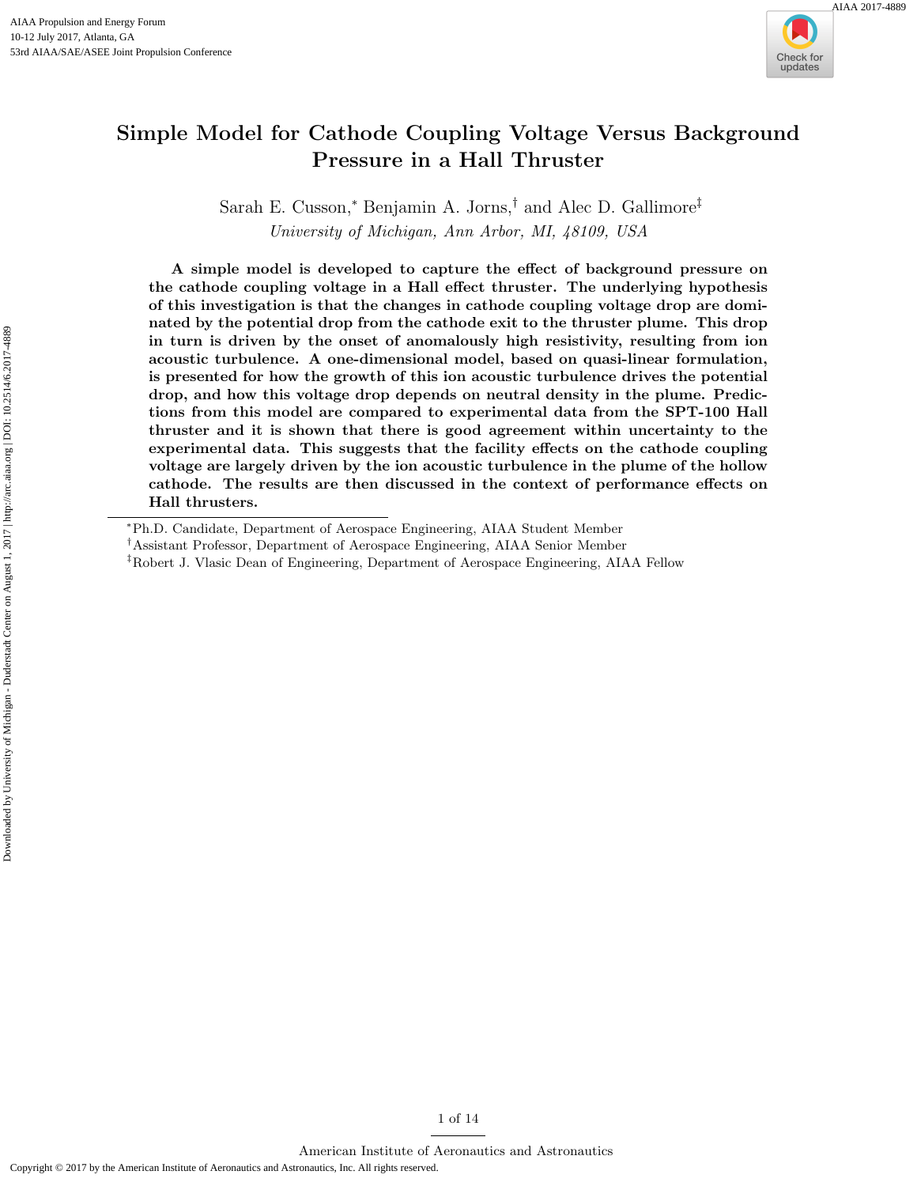# Simple Model for Cathode Coupling Voltage Versus Background Pressure in a Hall Thruster

Sarah E. Cusson,[*] Benjamin A. Jorns,[†] and Alec D. Gallimore[‡]

*University of Michigan, Ann Arbor, MI, 48109, USA*

**A simple model is developed to capture the effect of background pressure on the cathode coupling voltage in a Hall effect thruster. The underlying hypothesis of this investigation is that the changes in cathode coupling voltage drop are dominated by the potential drop from the cathode exit to the thruster plume. This drop in turn is driven by the onset of anomalously high resistivity, resulting from ion acoustic turbulence. A one-dimensional model, based on quasi-linear formulation, is presented for how the growth of this ion acoustic turbulence drives the potential drop, and how this voltage drop depends on neutral density in the plume. Predictions from this model are compared to experimental data from the SPT-100 Hall thruster and it is shown that there is good agreement within uncertainty to the experimental data. This suggests that the facility effects on the cathode coupling voltage are largely driven by the ion acoustic turbulence in the plume of the hollow cathode. The results are then discussed in the context of performance effects on Hall thrusters.**

---

[*] Ph.D. Candidate, Department of Aerospace Engineering, AIAA Student Member

[†] Assistant Professor, Department of Aerospace Engineering, AIAA Senior Member

[‡] Robert J. Vlasic Dean of Engineering, Department of Aerospace Engineering, AIAA Fellow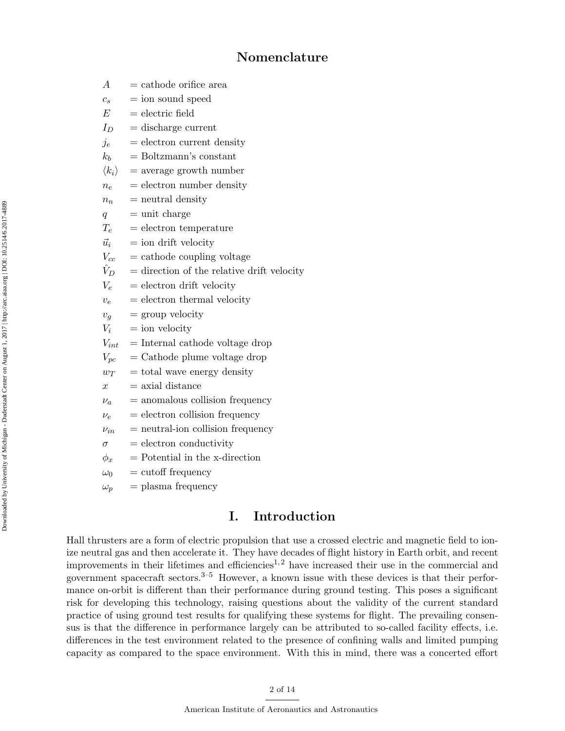## Nomenclature

| | |
|---|---|
| $A$ | = cathode orifice area |
| $c_s$ | = ion sound speed |
| $E$ | = electric field |
| $I_D$ | = discharge current |
| $j_e$ | = electron current density |
| $k_b$ | = Boltzmann's constant |
| $\langle k_i \rangle$ | = average growth number |
| $n_e$ | = electron number density |
| $n_n$ | = neutral density |
| $q$ | = unit charge |
| $T_e$ | = electron temperature |
| $\vec{u}_i$ | = ion drift velocity |
| $V_{cc}$ | = cathode coupling voltage |
| $\hat{V}_D$ | = direction of the relative drift velocity |
| $V_e$ | = electron drift velocity |
| $v_e$ | = electron thermal velocity |
| $v_g$ | = group velocity |
| $V_i$ | = ion velocity |
| $V_{int}$ | = Internal cathode voltage drop |
| $V_{pc}$ | = Cathode plume voltage drop |
| $w_T$ | = total wave energy density |
| $x$ | = axial distance |
| $\nu_a$ | = anomalous collision frequency |
| $\nu_e$ | = electron collision frequency |
| $\nu_{in}$ | = neutral-ion collision frequency |
| $\sigma$ | = electron conductivity |
| $\phi_x$ | = Potential in the x-direction |
| $\omega_0$ | = cutoff frequency |
| $\omega_p$ | = plasma frequency |

# I. Introduction

Hall thrusters are a form of electric propulsion that use a crossed electric and magnetic field to ionize neutral gas and then accelerate it. They have decades of flight history in Earth orbit, and recent improvements in their lifetimes and efficiencies[1,2] have increased their use in the commercial and government spacecraft sectors.[3–5] However, a known issue with these devices is that their performance on-orbit is different than their performance during ground testing. This poses a significant risk for developing this technology, raising questions about the validity of the current standard practice of using ground test results for qualifying these systems for flight. The prevailing consensus is that the difference in performance largely can be attributed to so-called facility effects, i.e. differences in the test environment related to the presence of confining walls and limited pumping capacity as compared to the space environment. With this in mind, there was a concerted effort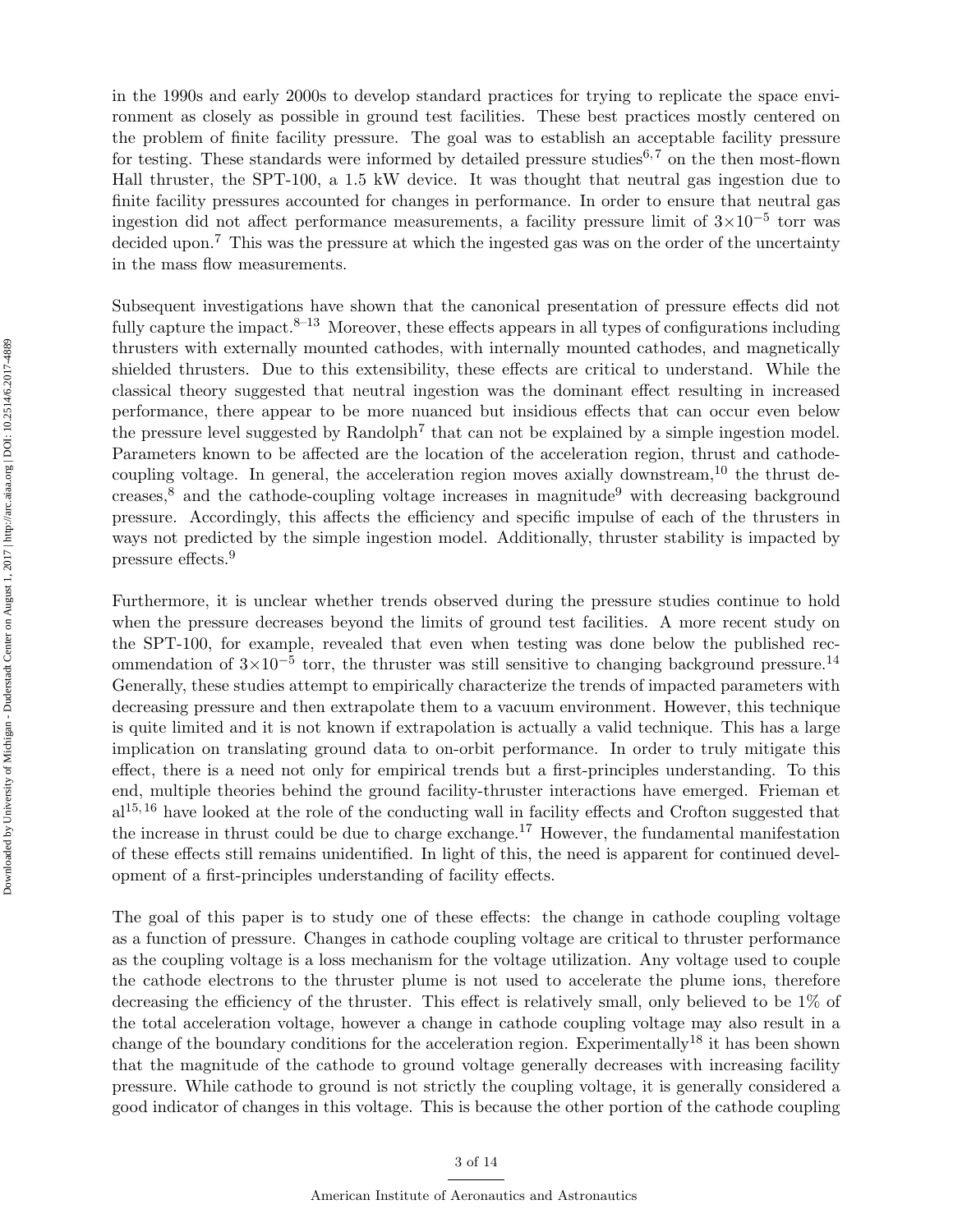in the 1990s and early 2000s to develop standard practices for trying to replicate the space environment as closely as possible in ground test facilities. These best practices mostly centered on the problem of finite facility pressure. The goal was to establish an acceptable facility pressure for testing. These standards were informed by detailed pressure studies[6,7] on the then most-flown Hall thruster, the SPT-100, a 1.5 kW device. It was thought that neutral gas ingestion due to finite facility pressures accounted for changes in performance. In order to ensure that neutral gas ingestion did not affect performance measurements, a facility pressure limit of $3{\times}10^{-5}$ torr was decided upon.[7] This was the pressure at which the ingested gas was on the order of the uncertainty in the mass flow measurements.

Subsequent investigations have shown that the canonical presentation of pressure effects did not fully capture the impact.[8–13] Moreover, these effects appears in all types of configurations including thrusters with externally mounted cathodes, with internally mounted cathodes, and magnetically shielded thrusters. Due to this extensibility, these effects are critical to understand. While the classical theory suggested that neutral ingestion was the dominant effect resulting in increased performance, there appear to be more nuanced but insidious effects that can occur even below the pressure level suggested by Randolph[7] that can not be explained by a simple ingestion model. Parameters known to be affected are the location of the acceleration region, thrust and cathode-coupling voltage. In general, the acceleration region moves axially downstream,[10] the thrust decreases,[8] and the cathode-coupling voltage increases in magnitude[9] with decreasing background pressure. Accordingly, this affects the efficiency and specific impulse of each of the thrusters in ways not predicted by the simple ingestion model. Additionally, thruster stability is impacted by pressure effects.[9]

Furthermore, it is unclear whether trends observed during the pressure studies continue to hold when the pressure decreases beyond the limits of ground test facilities. A more recent study on the SPT-100, for example, revealed that even when testing was done below the published recommendation of $3{\times}10^{-5}$ torr, the thruster was still sensitive to changing background pressure.[14] Generally, these studies attempt to empirically characterize the trends of impacted parameters with decreasing pressure and then extrapolate them to a vacuum environment. However, this technique is quite limited and it is not known if extrapolation is actually a valid technique. This has a large implication on translating ground data to on-orbit performance. In order to truly mitigate this effect, there is a need not only for empirical trends but a first-principles understanding. To this end, multiple theories behind the ground facility-thruster interactions have emerged. Frieman et al[15,16] have looked at the role of the conducting wall in facility effects and Crofton suggested that the increase in thrust could be due to charge exchange.[17] However, the fundamental manifestation of these effects still remains unidentified. In light of this, the need is apparent for continued development of a first-principles understanding of facility effects.

The goal of this paper is to study one of these effects: the change in cathode coupling voltage as a function of pressure. Changes in cathode coupling voltage are critical to thruster performance as the coupling voltage is a loss mechanism for the voltage utilization. Any voltage used to couple the cathode electrons to the thruster plume is not used to accelerate the plume ions, therefore decreasing the efficiency of the thruster. This effect is relatively small, only believed to be 1% of the total acceleration voltage, however a change in cathode coupling voltage may also result in a change of the boundary conditions for the acceleration region. Experimentally[18] it has been shown that the magnitude of the cathode to ground voltage generally decreases with increasing facility pressure. While cathode to ground is not strictly the coupling voltage, it is generally considered a good indicator of changes in this voltage. This is because the other portion of the cathode coupling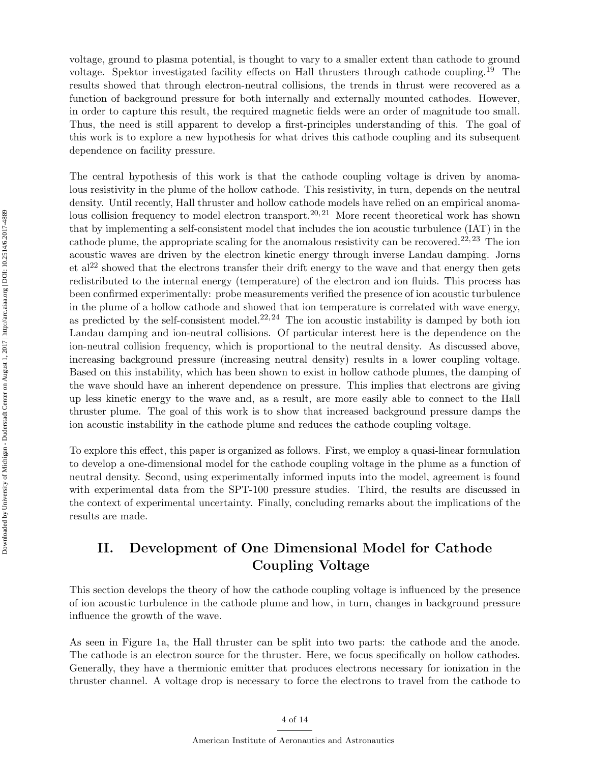voltage, ground to plasma potential, is thought to vary to a smaller extent than cathode to ground voltage. Spektor investigated facility effects on Hall thrusters through cathode coupling.[19] The results showed that through electron-neutral collisions, the trends in thrust were recovered as a function of background pressure for both internally and externally mounted cathodes. However, in order to capture this result, the required magnetic fields were an order of magnitude too small. Thus, the need is still apparent to develop a first-principles understanding of this. The goal of this work is to explore a new hypothesis for what drives this cathode coupling and its subsequent dependence on facility pressure.

The central hypothesis of this work is that the cathode coupling voltage is driven by anomalous resistivity in the plume of the hollow cathode. This resistivity, in turn, depends on the neutral density. Until recently, Hall thruster and hollow cathode models have relied on an empirical anomalous collision frequency to model electron transport.[20,21] More recent theoretical work has shown that by implementing a self-consistent model that includes the ion acoustic turbulence (IAT) in the cathode plume, the appropriate scaling for the anomalous resistivity can be recovered.[22,23] The ion acoustic waves are driven by the electron kinetic energy through inverse Landau damping. Jorns et al[22] showed that the electrons transfer their drift energy to the wave and that energy then gets redistributed to the internal energy (temperature) of the electron and ion fluids. This process has been confirmed experimentally: probe measurements verified the presence of ion acoustic turbulence in the plume of a hollow cathode and showed that ion temperature is correlated with wave energy, as predicted by the self-consistent model.[22,24] The ion acoustic instability is damped by both ion Landau damping and ion-neutral collisions. Of particular interest here is the dependence on the ion-neutral collision frequency, which is proportional to the neutral density. As discussed above, increasing background pressure (increasing neutral density) results in a lower coupling voltage. Based on this instability, which has been shown to exist in hollow cathode plumes, the damping of the wave should have an inherent dependence on pressure. This implies that electrons are giving up less kinetic energy to the wave and, as a result, are more easily able to connect to the Hall thruster plume. The goal of this work is to show that increased background pressure damps the ion acoustic instability in the cathode plume and reduces the cathode coupling voltage.

To explore this effect, this paper is organized as follows. First, we employ a quasi-linear formulation to develop a one-dimensional model for the cathode coupling voltage in the plume as a function of neutral density. Second, using experimentally informed inputs into the model, agreement is found with experimental data from the SPT-100 pressure studies. Third, the results are discussed in the context of experimental uncertainty. Finally, concluding remarks about the implications of the results are made.

## II. Development of One Dimensional Model for Cathode Coupling Voltage

This section develops the theory of how the cathode coupling voltage is influenced by the presence of ion acoustic turbulence in the cathode plume and how, in turn, changes in background pressure influence the growth of the wave.

As seen in Figure 1a, the Hall thruster can be split into two parts: the cathode and the anode. The cathode is an electron source for the thruster. Here, we focus specifically on hollow cathodes. Generally, they have a thermionic emitter that produces electrons necessary for ionization in the thruster channel. A voltage drop is necessary to force the electrons to travel from the cathode to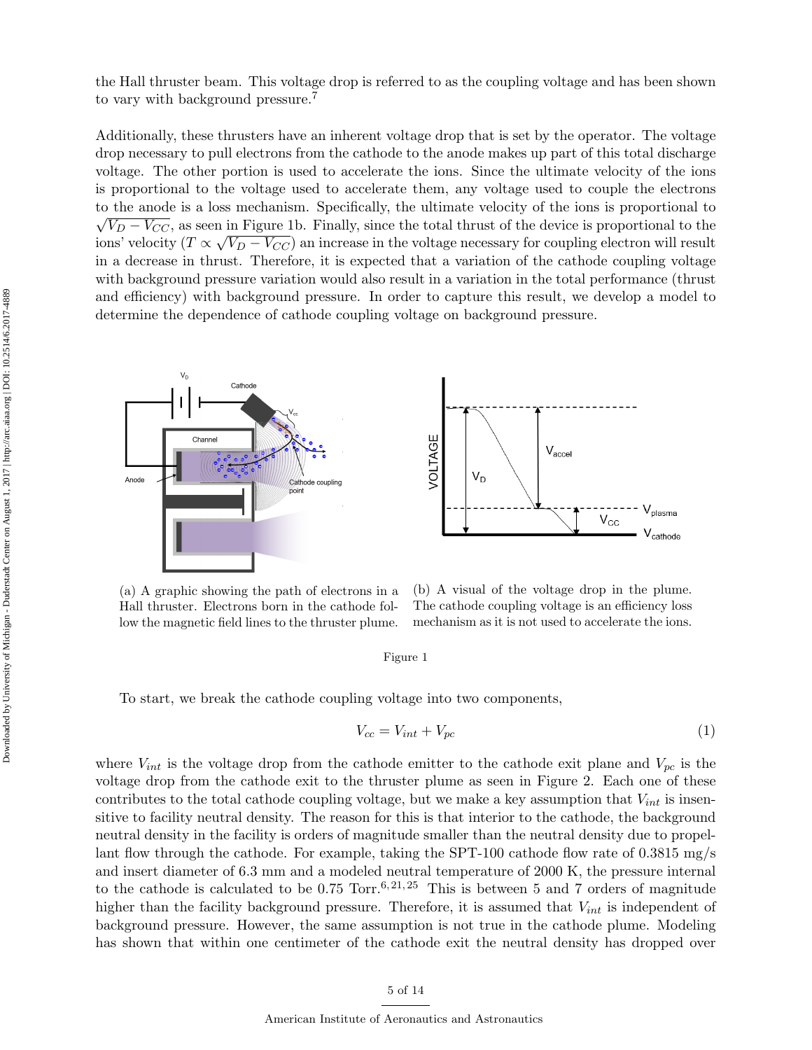the Hall thruster beam. This voltage drop is referred to as the coupling voltage and has been shown to vary with background pressure.[7]

Additionally, these thrusters have an inherent voltage drop that is set by the operator. The voltage drop necessary to pull electrons from the cathode to the anode makes up part of this total discharge voltage. The other portion is used to accelerate the ions. Since the ultimate velocity of the ions is proportional to the voltage used to accelerate them, any voltage used to couple the electrons to the anode is a loss mechanism. Specifically, the ultimate velocity of the ions is proportional to $\sqrt{V_D - V_{CC}}$, as seen in Figure 1b. Finally, since the total thrust of the device is proportional to the ions' velocity ($T \propto \sqrt{V_D - V_{CC}}$) an increase in the voltage necessary for coupling electron will result in a decrease in thrust. Therefore, it is expected that a variation of the cathode coupling voltage with background pressure variation would also result in a variation in the total performance (thrust and efficiency) with background pressure. In order to capture this result, we develop a model to determine the dependence of cathode coupling voltage on background pressure.

(a) A graphic showing the path of electrons in a Hall thruster. Electrons born in the cathode follow the magnetic field lines to the thruster plume.

(b) A visual of the voltage drop in the plume. The cathode coupling voltage is an efficiency loss mechanism as it is not used to accelerate the ions.

Figure 1

To start, we break the cathode coupling voltage into two components,

$$V_{cc} = V_{int} + V_{pc} \tag{1}$$

where $V_{int}$ is the voltage drop from the cathode emitter to the cathode exit plane and $V_{pc}$ is the voltage drop from the cathode exit to the thruster plume as seen in Figure 2. Each one of these contributes to the total cathode coupling voltage, but we make a key assumption that $V_{int}$ is insensitive to facility neutral density. The reason for this is that interior to the cathode, the background neutral density in the facility is orders of magnitude smaller than the neutral density due to propellant flow through the cathode. For example, taking the SPT-100 cathode flow rate of 0.3815 mg/s and insert diameter of 6.3 mm and a modeled neutral temperature of 2000 K, the pressure internal to the cathode is calculated to be 0.75 Torr.[6,21,25] This is between 5 and 7 orders of magnitude higher than the facility background pressure. Therefore, it is assumed that $V_{int}$ is independent of background pressure. However, the same assumption is not true in the cathode plume. Modeling has shown that within one centimeter of the cathode exit the neutral density has dropped over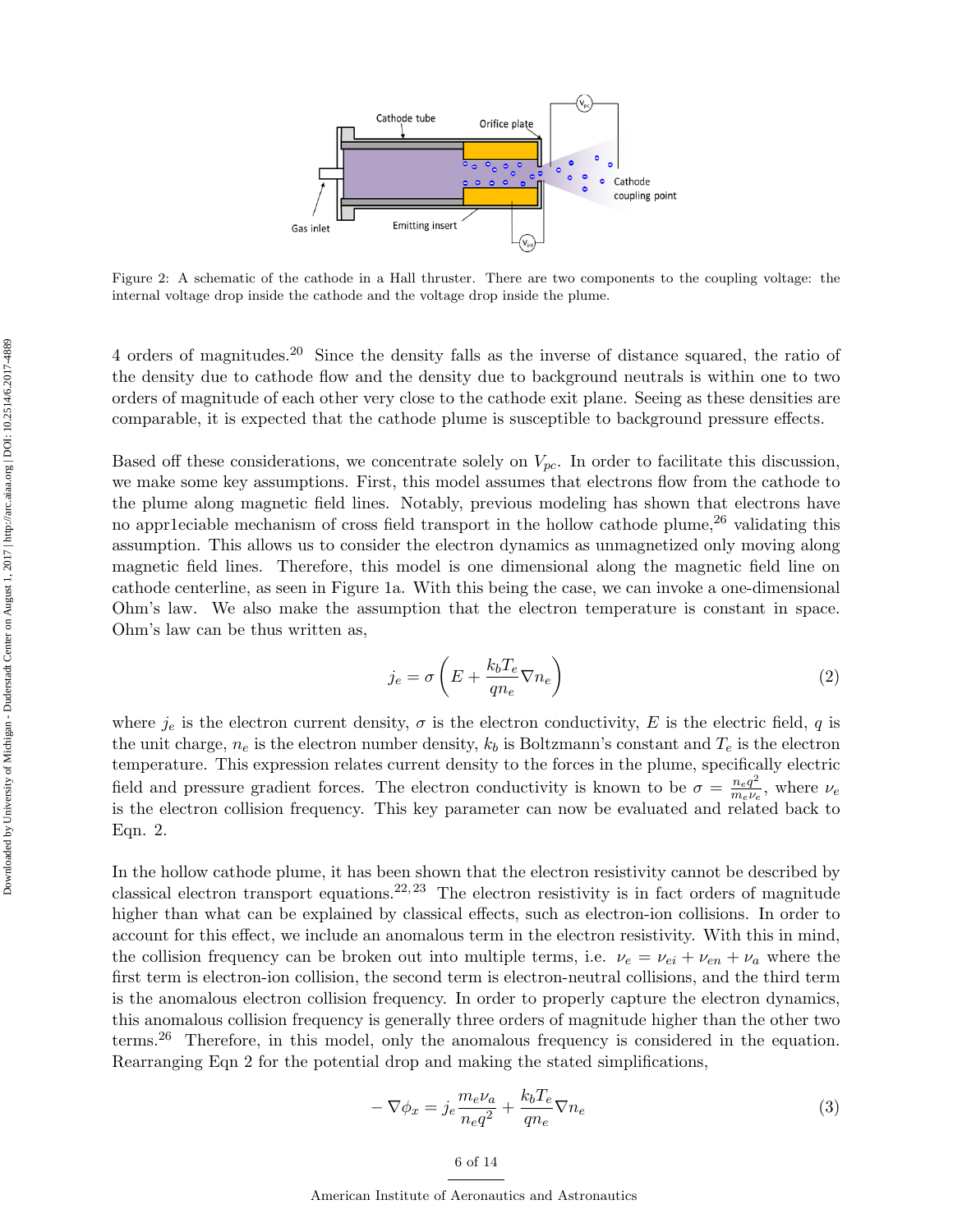Figure 2: A schematic of the cathode in a Hall thruster. There are two components to the coupling voltage: the internal voltage drop inside the cathode and the voltage drop inside the plume.

4 orders of magnitudes.[20] Since the density falls as the inverse of distance squared, the ratio of the density due to cathode flow and the density due to background neutrals is within one to two orders of magnitude of each other very close to the cathode exit plane. Seeing as these densities are comparable, it is expected that the cathode plume is susceptible to background pressure effects.

Based off these considerations, we concentrate solely on $V_{pc}$. In order to facilitate this discussion, we make some key assumptions. First, this model assumes that electrons flow from the cathode to the plume along magnetic field lines. Notably, previous modeling has shown that electrons have no appr1eciable mechanism of cross field transport in the hollow cathode plume,[26] validating this assumption. This allows us to consider the electron dynamics as unmagnetized only moving along magnetic field lines. Therefore, this model is one dimensional along the magnetic field line on cathode centerline, as seen in Figure 1a. With this being the case, we can invoke a one-dimensional Ohm's law. We also make the assumption that the electron temperature is constant in space. Ohm's law can be thus written as,

$$j_e = \sigma \left( E + \frac{k_b T_e}{q n_e} \nabla n_e \right) \tag{2}$$

where $j_e$ is the electron current density, $\sigma$ is the electron conductivity, $E$ is the electric field, $q$ is the unit charge, $n_e$ is the electron number density, $k_b$ is Boltzmann's constant and $T_e$ is the electron temperature. This expression relates current density to the forces in the plume, specifically electric field and pressure gradient forces. The electron conductivity is known to be $\sigma = \frac{n_e q^2}{m_e \nu_e}$, where $\nu_e$ is the electron collision frequency. This key parameter can now be evaluated and related back to Eqn. 2.

In the hollow cathode plume, it has been shown that the electron resistivity cannot be described by classical electron transport equations.[22,23] The electron resistivity is in fact orders of magnitude higher than what can be explained by classical effects, such as electron-ion collisions. In order to account for this effect, we include an anomalous term in the electron resistivity. With this in mind, the collision frequency can be broken out into multiple terms, i.e. $\nu_e = \nu_{ei} + \nu_{en} + \nu_a$ where the first term is electron-ion collision, the second term is electron-neutral collisions, and the third term is the anomalous electron collision frequency. In order to properly capture the electron dynamics, this anomalous collision frequency is generally three orders of magnitude higher than the other two terms.[26] Therefore, in this model, only the anomalous frequency is considered in the equation. Rearranging Eqn 2 for the potential drop and making the stated simplifications,

$$-\nabla \phi_x = j_e \frac{m_e \nu_a}{n_e q^2} + \frac{k_b T_e}{q n_e} \nabla n_e \tag{3}$$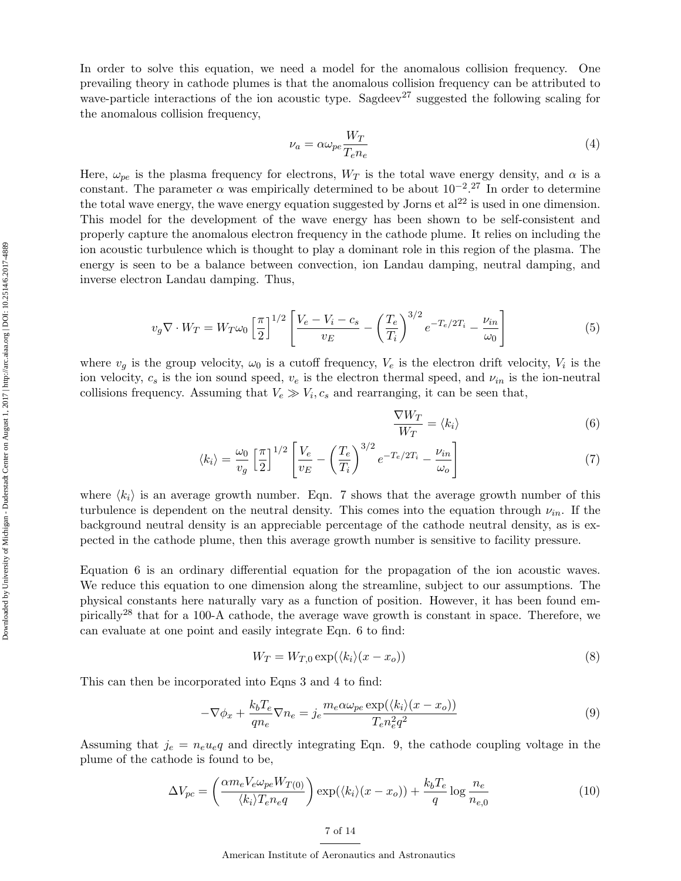In order to solve this equation, we need a model for the anomalous collision frequency. One prevailing theory in cathode plumes is that the anomalous collision frequency can be attributed to wave-particle interactions of the ion acoustic type. Sagdeev[27] suggested the following scaling for the anomalous collision frequency,

$$\nu_a = \alpha \omega_{pe} \frac{W_T}{T_e n_e} \tag{4}$$

Here, $\omega_{pe}$ is the plasma frequency for electrons, $W_T$ is the total wave energy density, and $\alpha$ is a constant. The parameter $\alpha$ was empirically determined to be about $10^{-2}$.[27] In order to determine the total wave energy, the wave energy equation suggested by Jorns et al[22] is used in one dimension. This model for the development of the wave energy has been shown to be self-consistent and properly capture the anomalous electron frequency in the cathode plume. It relies on including the ion acoustic turbulence which is thought to play a dominant role in this region of the plasma. The energy is seen to be a balance between convection, ion Landau damping, neutral damping, and inverse electron Landau damping. Thus,

$$v_g \nabla \cdot W_T = W_T \omega_0 \left[\frac{\pi}{2}\right]^{1/2} \left[\frac{V_e - V_i - c_s}{v_E} - \left(\frac{T_e}{T_i}\right)^{3/2} e^{-T_e/2T_i} - \frac{\nu_{in}}{\omega_0}\right] \tag{5}$$

where $v_g$ is the group velocity, $\omega_0$ is a cutoff frequency, $V_e$ is the electron drift velocity, $V_i$ is the ion velocity, $c_s$ is the ion sound speed, $v_e$ is the electron thermal speed, and $\nu_{in}$ is the ion-neutral collisions frequency. Assuming that $V_e \gg V_i, c_s$ and rearranging, it can be seen that,

$$\frac{\nabla W_T}{W_T} = \langle k_i \rangle \tag{6}$$

$$\langle k_i \rangle = \frac{\omega_0}{v_g} \left[\frac{\pi}{2}\right]^{1/2} \left[\frac{V_e}{v_E} - \left(\frac{T_e}{T_i}\right)^{3/2} e^{-T_e/2T_i} - \frac{\nu_{in}}{\omega_o}\right] \tag{7}$$

where $\langle k_i \rangle$ is an average growth number. Eqn. 7 shows that the average growth number of this turbulence is dependent on the neutral density. This comes into the equation through $\nu_{in}$. If the background neutral density is an appreciable percentage of the cathode neutral density, as is expected in the cathode plume, then this average growth number is sensitive to facility pressure.

Equation 6 is an ordinary differential equation for the propagation of the ion acoustic waves. We reduce this equation to one dimension along the streamline, subject to our assumptions. The physical constants here naturally vary as a function of position. However, it has been found empirically[28] that for a 100-A cathode, the average wave growth is constant in space. Therefore, we can evaluate at one point and easily integrate Eqn. 6 to find:

$$W_T = W_{T,0} \exp(\langle k_i \rangle (x - x_o)) \tag{8}$$

This can then be incorporated into Eqns 3 and 4 to find:

$$-\nabla \phi_x + \frac{k_b T_e}{q n_e} \nabla n_e = j_e \frac{m_e \alpha \omega_{pe} \exp(\langle k_i \rangle (x - x_o))}{T_e n_e^2 q^2} \tag{9}$$

Assuming that $j_e = n_e u_e q$ and directly integrating Eqn. 9, the cathode coupling voltage in the plume of the cathode is found to be,

$$\Delta V_{pc} = \left(\frac{\alpha m_e V_e \omega_{pe} W_{T(0)}}{\langle k_i \rangle T_e n_e q}\right) \exp(\langle k_i \rangle (x - x_o)) + \frac{k_b T_e}{q} \log \frac{n_e}{n_{e,0}} \tag{10}$$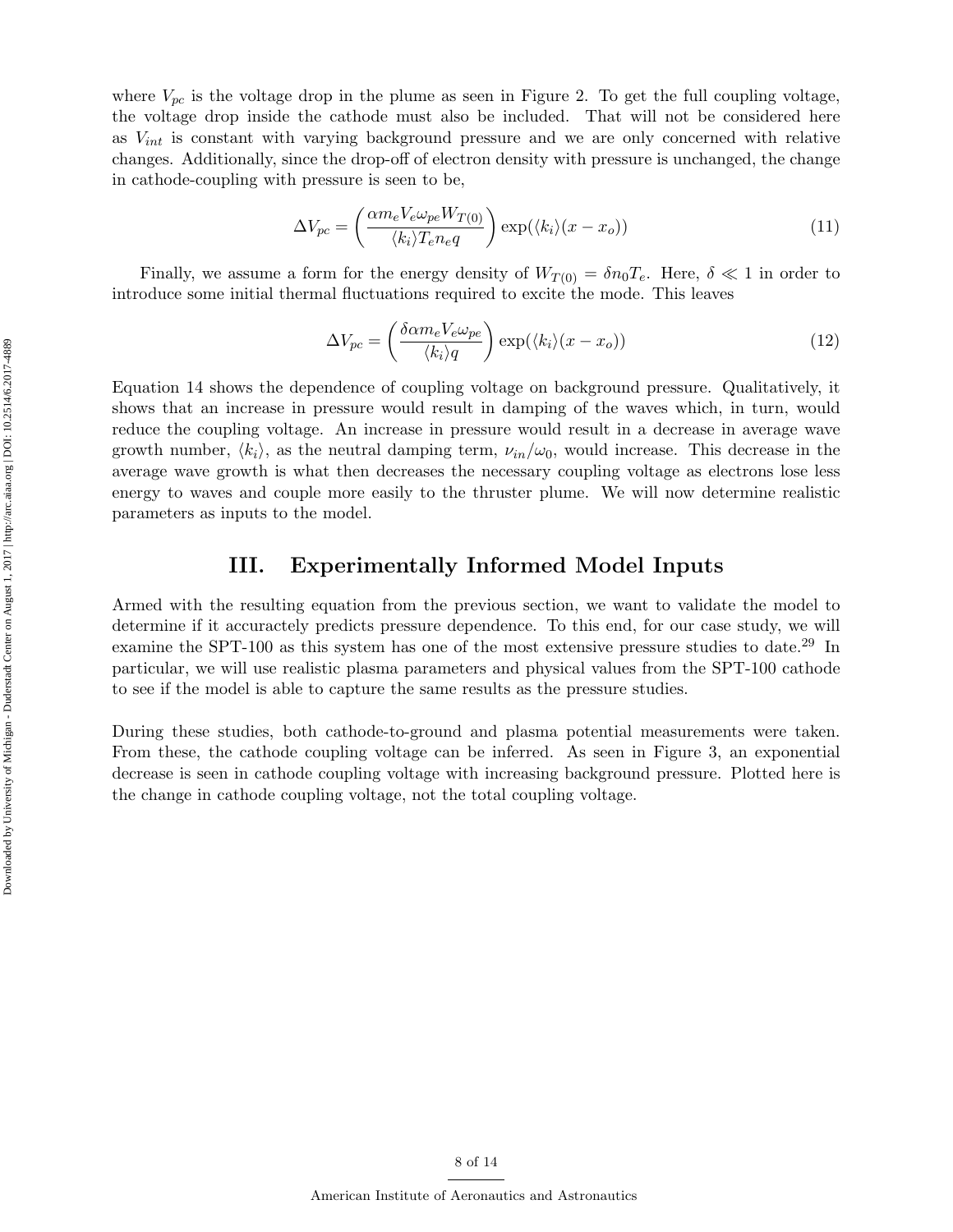where $V_{pc}$ is the voltage drop in the plume as seen in Figure 2. To get the full coupling voltage, the voltage drop inside the cathode must also be included. That will not be considered here as $V_{int}$ is constant with varying background pressure and we are only concerned with relative changes. Additionally, since the drop-off of electron density with pressure is unchanged, the change in cathode-coupling with pressure is seen to be,

$$\Delta V_{pc} = \left( \frac{\alpha m_e V_e \omega_{pe} W_{T(0)}}{\langle k_i \rangle T_e n_e q} \right) \exp(\langle k_i \rangle (x - x_o)) \tag{11}$$

Finally, we assume a form for the energy density of $W_{T(0)} = \delta n_0 T_e$. Here, $\delta \ll 1$ in order to introduce some initial thermal fluctuations required to excite the mode. This leaves

$$\Delta V_{pc} = \left( \frac{\delta \alpha m_e V_e \omega_{pe}}{\langle k_i \rangle q} \right) \exp(\langle k_i \rangle (x - x_o)) \tag{12}$$

Equation 14 shows the dependence of coupling voltage on background pressure. Qualitatively, it shows that an increase in pressure would result in damping of the waves which, in turn, would reduce the coupling voltage. An increase in pressure would result in a decrease in average wave growth number, $\langle k_i \rangle$, as the neutral damping term, $\nu_{in}/\omega_0$, would increase. This decrease in the average wave growth is what then decreases the necessary coupling voltage as electrons lose less energy to waves and couple more easily to the thruster plume. We will now determine realistic parameters as inputs to the model.

# III. Experimentally Informed Model Inputs

Armed with the resulting equation from the previous section, we want to validate the model to determine if it accuractely predicts pressure dependence. To this end, for our case study, we will examine the SPT-100 as this system has one of the most extensive pressure studies to date.[29] In particular, we will use realistic plasma parameters and physical values from the SPT-100 cathode to see if the model is able to capture the same results as the pressure studies.

During these studies, both cathode-to-ground and plasma potential measurements were taken. From these, the cathode coupling voltage can be inferred. As seen in Figure 3, an exponential decrease is seen in cathode coupling voltage with increasing background pressure. Plotted here is the change in cathode coupling voltage, not the total coupling voltage.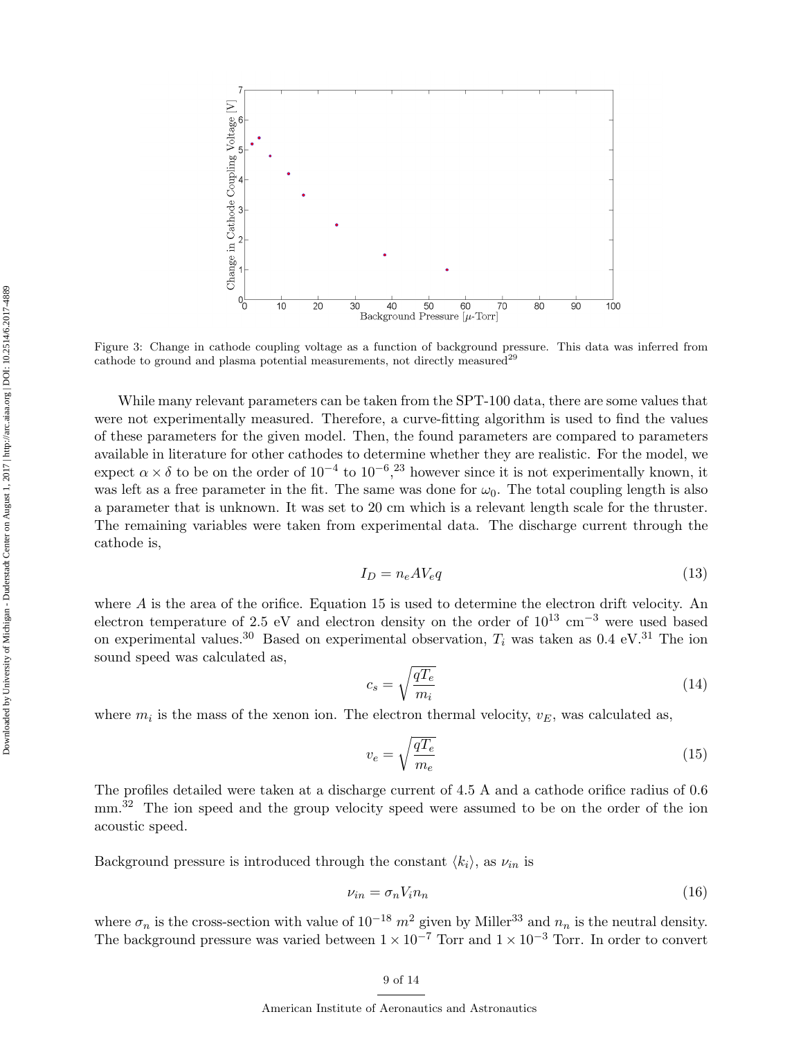Figure 3: Change in cathode coupling voltage as a function of background pressure. This data was inferred from cathode to ground and plasma potential measurements, not directly measured[29]

While many relevant parameters can be taken from the SPT-100 data, there are some values that were not experimentally measured. Therefore, a curve-fitting algorithm is used to find the values of these parameters for the given model. Then, the found parameters are compared to parameters available in literature for other cathodes to determine whether they are realistic. For the model, we expect $\alpha \times \delta$ to be on the order of $10^{-4}$ to $10^{-6}$,[23] however since it is not experimentally known, it was left as a free parameter in the fit. The same was done for $\omega_0$. The total coupling length is also a parameter that is unknown. It was set to 20 cm which is a relevant length scale for the thruster. The remaining variables were taken from experimental data. The discharge current through the cathode is,

$$I_D = n_e A V_e q \tag{13}$$

where $A$ is the area of the orifice. Equation 15 is used to determine the electron drift velocity. An electron temperature of 2.5 eV and electron density on the order of $10^{13}$ cm$^{-3}$ were used based on experimental values.[30] Based on experimental observation, $T_i$ was taken as 0.4 eV.[31] The ion sound speed was calculated as,

$$c_s = \sqrt{\frac{qT_e}{m_i}} \tag{14}$$

where $m_i$ is the mass of the xenon ion. The electron thermal velocity, $v_E$, was calculated as,

$$v_e = \sqrt{\frac{qT_e}{m_e}} \tag{15}$$

The profiles detailed were taken at a discharge current of 4.5 A and a cathode orifice radius of 0.6 mm.[32] The ion speed and the group velocity speed were assumed to be on the order of the ion acoustic speed.

Background pressure is introduced through the constant $\langle k_i \rangle$, as $\nu_{in}$ is

$$\nu_{in} = \sigma_n V_i n_n \tag{16}$$

where $\sigma_n$ is the cross-section with value of $10^{-18}$ $m^2$ given by Miller[33] and $n_n$ is the neutral density. The background pressure was varied between $1 \times 10^{-7}$ Torr and $1 \times 10^{-3}$ Torr. In order to convert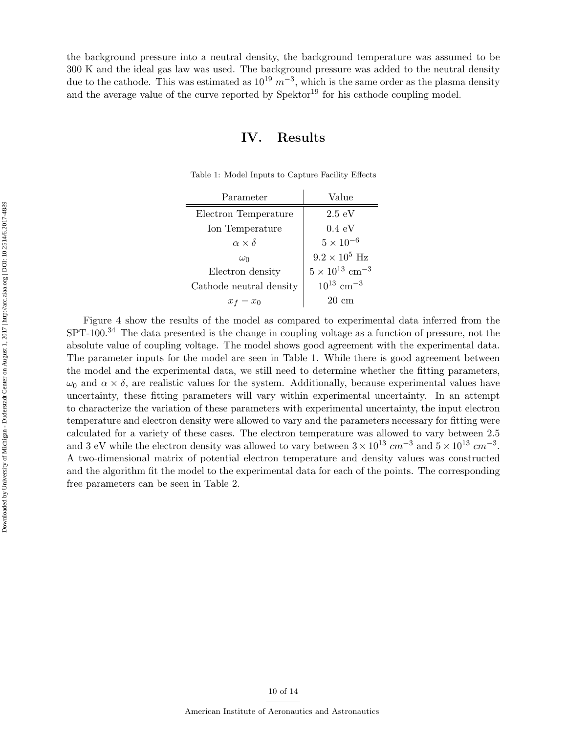the background pressure into a neutral density, the background temperature was assumed to be 300 K and the ideal gas law was used. The background pressure was added to the neutral density due to the cathode. This was estimated as $10^{19}$ $m^{-3}$, which is the same order as the plasma density and the average value of the curve reported by Spektor[19] for his cathode coupling model.

# IV. Results

Table 1: Model Inputs to Capture Facility Effects

| Parameter | Value |
|---|---|
| Electron Temperature | 2.5 eV |
| Ion Temperature | 0.4 eV |
| $\alpha \times \delta$ | $5 \times 10^{-6}$ |
| $\omega_0$ | $9.2 \times 10^{5}$ Hz |
| Electron density | $5 \times 10^{13}$ cm$^{-3}$ |
| Cathode neutral density | $10^{13}$ cm$^{-3}$ |
| $x_f - x_0$ | 20 cm |

Figure 4 show the results of the model as compared to experimental data inferred from the SPT-100.[34] The data presented is the change in coupling voltage as a function of pressure, not the absolute value of coupling voltage. The model shows good agreement with the experimental data. The parameter inputs for the model are seen in Table 1. While there is good agreement between the model and the experimental data, we still need to determine whether the fitting parameters, $\omega_0$ and $\alpha \times \delta$, are realistic values for the system. Additionally, because experimental values have uncertainty, these fitting parameters will vary within experimental uncertainty. In an attempt to characterize the variation of these parameters with experimental uncertainty, the input electron temperature and electron density were allowed to vary and the parameters necessary for fitting were calculated for a variety of these cases. The electron temperature was allowed to vary between 2.5 and 3 eV while the electron density was allowed to vary between $3 \times 10^{13}$ $cm^{-3}$ and $5 \times 10^{13}$ $cm^{-3}$. A two-dimensional matrix of potential electron temperature and density values was constructed and the algorithm fit the model to the experimental data for each of the points. The corresponding free parameters can be seen in Table 2.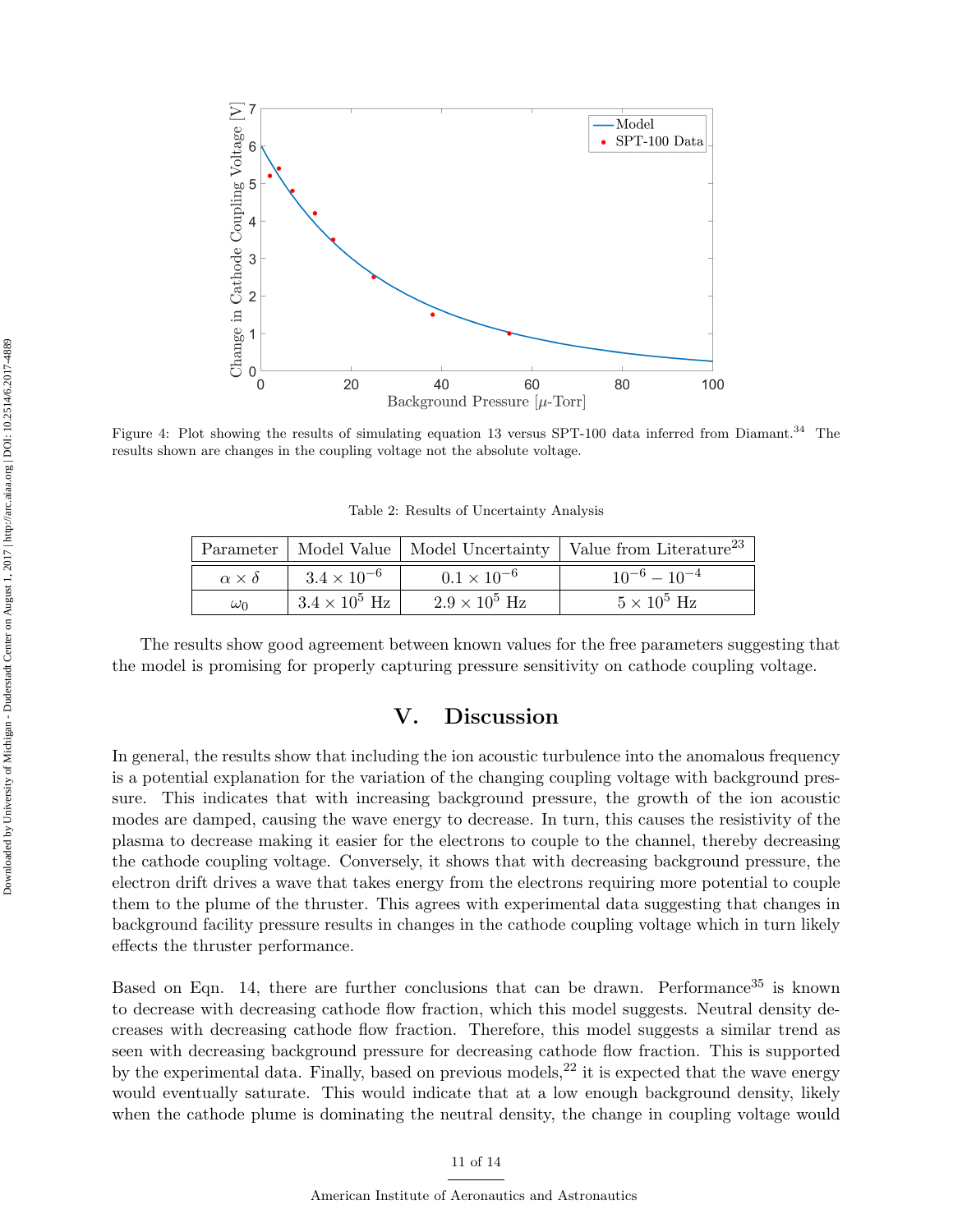Figure 4: Plot showing the results of simulating equation 13 versus SPT-100 data inferred from Diamant.[34] The results shown are changes in the coupling voltage not the absolute voltage.

Table 2: Results of Uncertainty Analysis

| Parameter | Model Value | Model Uncertainty | Value from Literature[23] |
|---|---|---|---|
| $\alpha \times \delta$ | $3.4 \times 10^{-6}$ | $0.1 \times 10^{-6}$ | $10^{-6} - 10^{-4}$ |
| $\omega_0$ | $3.4 \times 10^5$ Hz | $2.9 \times 10^5$ Hz | $5 \times 10^5$ Hz |

The results show good agreement between known values for the free parameters suggesting that the model is promising for properly capturing pressure sensitivity on cathode coupling voltage.

# V. Discussion

In general, the results show that including the ion acoustic turbulence into the anomalous frequency is a potential explanation for the variation of the changing coupling voltage with background pressure. This indicates that with increasing background pressure, the growth of the ion acoustic modes are damped, causing the wave energy to decrease. In turn, this causes the resistivity of the plasma to decrease making it easier for the electrons to couple to the channel, thereby decreasing the cathode coupling voltage. Conversely, it shows that with decreasing background pressure, the electron drift drives a wave that takes energy from the electrons requiring more potential to couple them to the plume of the thruster. This agrees with experimental data suggesting that changes in background facility pressure results in changes in the cathode coupling voltage which in turn likely effects the thruster performance.

Based on Eqn. 14, there are further conclusions that can be drawn. Performance[35] is known to decrease with decreasing cathode flow fraction, which this model suggests. Neutral density decreases with decreasing cathode flow fraction. Therefore, this model suggests a similar trend as seen with decreasing background pressure for decreasing cathode flow fraction. This is supported by the experimental data. Finally, based on previous models,[22] it is expected that the wave energy would eventually saturate. This would indicate that at a low enough background density, likely when the cathode plume is dominating the neutral density, the change in coupling voltage would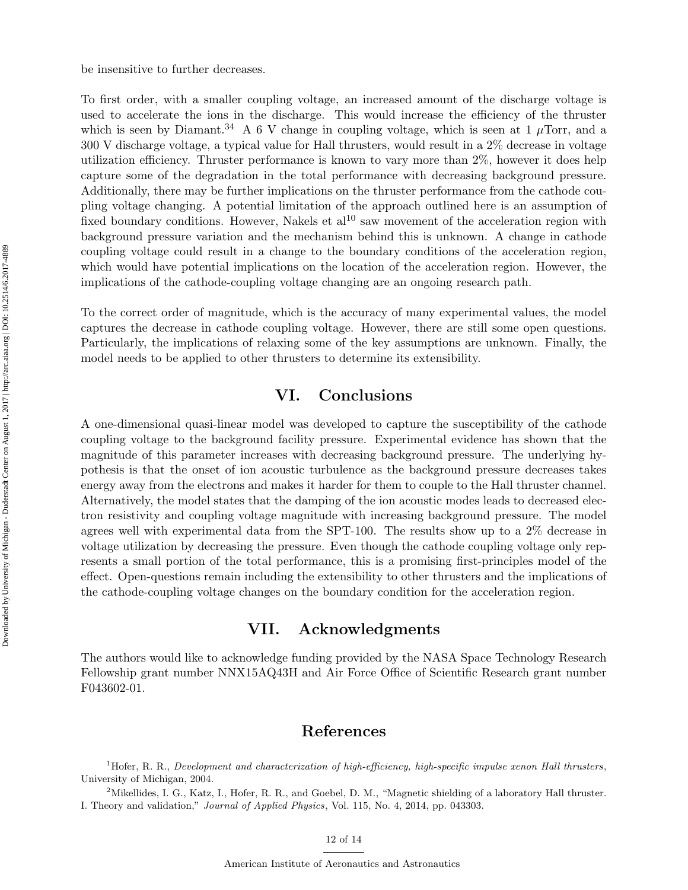be insensitive to further decreases.

To first order, with a smaller coupling voltage, an increased amount of the discharge voltage is used to accelerate the ions in the discharge. This would increase the efficiency of the thruster which is seen by Diamant.[34] A 6 V change in coupling voltage, which is seen at 1 $\mu$Torr, and a 300 V discharge voltage, a typical value for Hall thrusters, would result in a 2% decrease in voltage utilization efficiency. Thruster performance is known to vary more than 2%, however it does help capture some of the degradation in the total performance with decreasing background pressure. Additionally, there may be further implications on the thruster performance from the cathode coupling voltage changing. A potential limitation of the approach outlined here is an assumption of fixed boundary conditions. However, Nakels et al[10] saw movement of the acceleration region with background pressure variation and the mechanism behind this is unknown. A change in cathode coupling voltage could result in a change to the boundary conditions of the acceleration region, which would have potential implications on the location of the acceleration region. However, the implications of the cathode-coupling voltage changing are an ongoing research path.

To the correct order of magnitude, which is the accuracy of many experimental values, the model captures the decrease in cathode coupling voltage. However, there are still some open questions. Particularly, the implications of relaxing some of the key assumptions are unknown. Finally, the model needs to be applied to other thrusters to determine its extensibility.

## VI. Conclusions

A one-dimensional quasi-linear model was developed to capture the susceptibility of the cathode coupling voltage to the background facility pressure. Experimental evidence has shown that the magnitude of this parameter increases with decreasing background pressure. The underlying hypothesis is that the onset of ion acoustic turbulence as the background pressure decreases takes energy away from the electrons and makes it harder for them to couple to the Hall thruster channel. Alternatively, the model states that the damping of the ion acoustic modes leads to decreased electron resistivity and coupling voltage magnitude with increasing background pressure. The model agrees well with experimental data from the SPT-100. The results show up to a 2% decrease in voltage utilization by decreasing the pressure. Even though the cathode coupling voltage only represents a small portion of the total performance, this is a promising first-principles model of the effect. Open-questions remain including the extensibility to other thrusters and the implications of the cathode-coupling voltage changes on the boundary condition for the acceleration region.

## VII. Acknowledgments

The authors would like to acknowledge funding provided by the NASA Space Technology Research Fellowship grant number NNX15AQ43H and Air Force Office of Scientific Research grant number F043602-01.

## References

[1]Hofer, R. R., *Development and characterization of high-efficiency, high-specific impulse xenon Hall thrusters*, University of Michigan, 2004.

[2]Mikellides, I. G., Katz, I., Hofer, R. R., and Goebel, D. M., "Magnetic shielding of a laboratory Hall thruster. I. Theory and validation," *Journal of Applied Physics*, Vol. 115, No. 4, 2014, pp. 043303.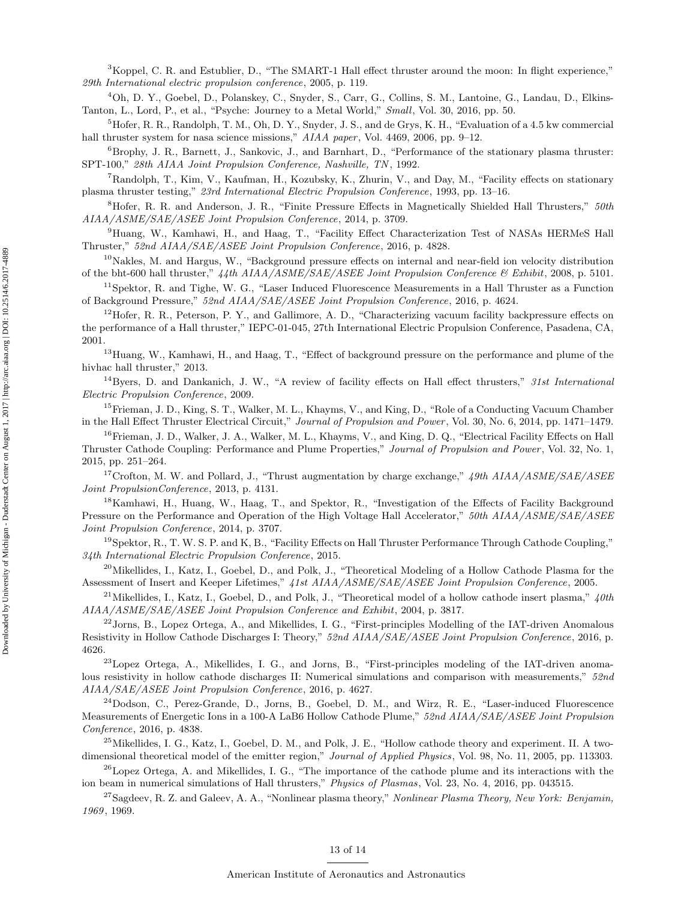[3] Koppel, C. R. and Estublier, D., "The SMART-1 Hall effect thruster around the moon: In flight experience," *29th International electric propulsion conference*, 2005, p. 119.

[4] Oh, D. Y., Goebel, D., Polanskey, C., Snyder, S., Carr, G., Collins, S. M., Lantoine, G., Landau, D., Elkins-Tanton, L., Lord, P., et al., "Psyche: Journey to a Metal World," *Small*, Vol. 30, 2016, pp. 50.

[5] Hofer, R. R., Randolph, T. M., Oh, D. Y., Snyder, J. S., and de Grys, K. H., "Evaluation of a 4.5 kw commercial hall thruster system for nasa science missions," *AIAA paper*, Vol. 4469, 2006, pp. 9–12.

[6] Brophy, J. R., Barnett, J., Sankovic, J., and Barnhart, D., "Performance of the stationary plasma thruster: SPT-100," *28th AIAA Joint Propulsion Conference, Nashville, TN*, 1992.

[7] Randolph, T., Kim, V., Kaufman, H., Kozubsky, K., Zhurin, V., and Day, M., "Facility effects on stationary plasma thruster testing," *23rd International Electric Propulsion Conference*, 1993, pp. 13–16.

[8] Hofer, R. R. and Anderson, J. R., "Finite Pressure Effects in Magnetically Shielded Hall Thrusters," *50th AIAA/ASME/SAE/ASEE Joint Propulsion Conference*, 2014, p. 3709.

[9] Huang, W., Kamhawi, H., and Haag, T., "Facility Effect Characterization Test of NASAs HERMeS Hall Thruster," *52nd AIAA/SAE/ASEE Joint Propulsion Conference*, 2016, p. 4828.

[10] Nakles, M. and Hargus, W., "Background pressure effects on internal and near-field ion velocity distribution of the bht-600 hall thruster," *44th AIAA/ASME/SAE/ASEE Joint Propulsion Conference & Exhibit*, 2008, p. 5101.

[11] Spektor, R. and Tighe, W. G., "Laser Induced Fluorescence Measurements in a Hall Thruster as a Function of Background Pressure," *52nd AIAA/SAE/ASEE Joint Propulsion Conference*, 2016, p. 4624.

[12] Hofer, R. R., Peterson, P. Y., and Gallimore, A. D., "Characterizing vacuum facility backpressure effects on the performance of a Hall thruster," IEPC-01-045, 27th International Electric Propulsion Conference, Pasadena, CA, 2001.

[13] Huang, W., Kamhawi, H., and Haag, T., "Effect of background pressure on the performance and plume of the hivhac hall thruster," 2013.

[14] Byers, D. and Dankanich, J. W., "A review of facility effects on Hall effect thrusters," *31st International Electric Propulsion Conference*, 2009.

[15] Frieman, J. D., King, S. T., Walker, M. L., Khayms, V., and King, D., "Role of a Conducting Vacuum Chamber in the Hall Effect Thruster Electrical Circuit," *Journal of Propulsion and Power*, Vol. 30, No. 6, 2014, pp. 1471–1479.

[16] Frieman, J. D., Walker, J. A., Walker, M. L., Khayms, V., and King, D. Q., "Electrical Facility Effects on Hall Thruster Cathode Coupling: Performance and Plume Properties," *Journal of Propulsion and Power*, Vol. 32, No. 1, 2015, pp. 251–264.

[17] Crofton, M. W. and Pollard, J., "Thrust augmentation by charge exchange," *49th AIAA/ASME/SAE/ASEE Joint PropulsionConference*, 2013, p. 4131.

[18] Kamhawi, H., Huang, W., Haag, T., and Spektor, R., "Investigation of the Effects of Facility Background Pressure on the Performance and Operation of the High Voltage Hall Accelerator," *50th AIAA/ASME/SAE/ASEE Joint Propulsion Conference*, 2014, p. 3707.

[19] Spektor, R., T. W. S. P. and K, B., "Facility Effects on Hall Thruster Performance Through Cathode Coupling," *34th International Electric Propulsion Conference*, 2015.

[20] Mikellides, I., Katz, I., Goebel, D., and Polk, J., "Theoretical Modeling of a Hollow Cathode Plasma for the Assessment of Insert and Keeper Lifetimes," *41st AIAA/ASME/SAE/ASEE Joint Propulsion Conference*, 2005.

[21] Mikellides, I., Katz, I., Goebel, D., and Polk, J., "Theoretical model of a hollow cathode insert plasma," *40th AIAA/ASME/SAE/ASEE Joint Propulsion Conference and Exhibit*, 2004, p. 3817.

[22] Jorns, B., Lopez Ortega, A., and Mikellides, I. G., "First-principles Modelling of the IAT-driven Anomalous Resistivity in Hollow Cathode Discharges I: Theory," *52nd AIAA/SAE/ASEE Joint Propulsion Conference*, 2016, p. 4626.

[23] Lopez Ortega, A., Mikellides, I. G., and Jorns, B., "First-principles modeling of the IAT-driven anomalous resistivity in hollow cathode discharges II: Numerical simulations and comparison with measurements," *52nd AIAA/SAE/ASEE Joint Propulsion Conference*, 2016, p. 4627.

[24] Dodson, C., Perez-Grande, D., Jorns, B., Goebel, D. M., and Wirz, R. E., "Laser-induced Fluorescence Measurements of Energetic Ions in a 100-A LaB6 Hollow Cathode Plume," *52nd AIAA/SAE/ASEE Joint Propulsion Conference*, 2016, p. 4838.

[25] Mikellides, I. G., Katz, I., Goebel, D. M., and Polk, J. E., "Hollow cathode theory and experiment. II. A two-dimensional theoretical model of the emitter region," *Journal of Applied Physics*, Vol. 98, No. 11, 2005, pp. 113303.

[26] Lopez Ortega, A. and Mikellides, I. G., "The importance of the cathode plume and its interactions with the ion beam in numerical simulations of Hall thrusters," *Physics of Plasmas*, Vol. 23, No. 4, 2016, pp. 043515.

[27] Sagdeev, R. Z. and Galeev, A. A., "Nonlinear plasma theory," *Nonlinear Plasma Theory, New York: Benjamin, 1969*, 1969.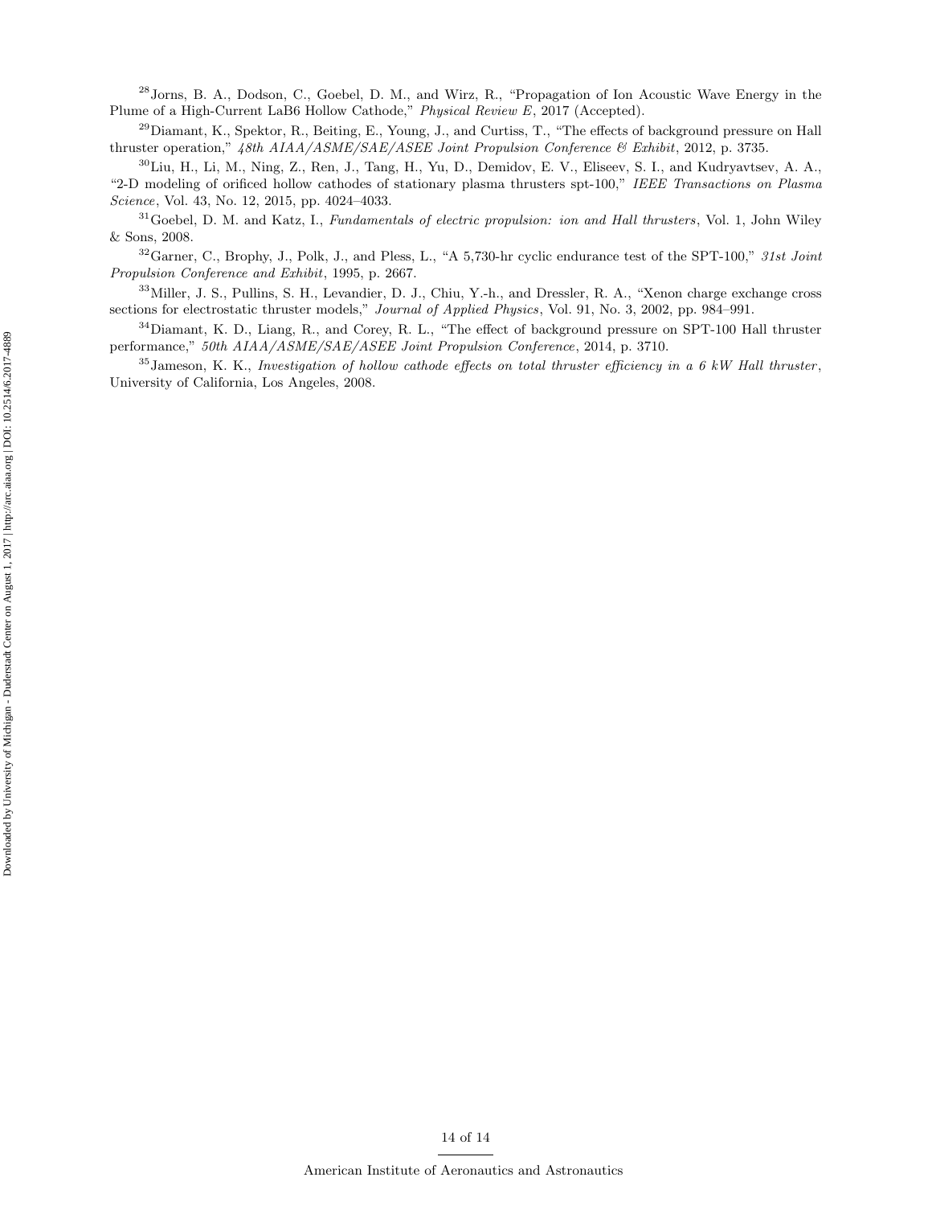[28]Jorns, B. A., Dodson, C., Goebel, D. M., and Wirz, R., "Propagation of Ion Acoustic Wave Energy in the Plume of a High-Current LaB6 Hollow Cathode," *Physical Review E*, 2017 (Accepted).

[29]Diamant, K., Spektor, R., Beiting, E., Young, J., and Curtiss, T., "The effects of background pressure on Hall thruster operation," *48th AIAA/ASME/SAE/ASEE Joint Propulsion Conference & Exhibit*, 2012, p. 3735.

[30]Liu, H., Li, M., Ning, Z., Ren, J., Tang, H., Yu, D., Demidov, E. V., Eliseev, S. I., and Kudryavtsev, A. A., "2-D modeling of orificed hollow cathodes of stationary plasma thrusters spt-100," *IEEE Transactions on Plasma Science*, Vol. 43, No. 12, 2015, pp. 4024–4033.

[31]Goebel, D. M. and Katz, I., *Fundamentals of electric propulsion: ion and Hall thrusters*, Vol. 1, John Wiley & Sons, 2008.

[32]Garner, C., Brophy, J., Polk, J., and Pless, L., "A 5,730-hr cyclic endurance test of the SPT-100," *31st Joint Propulsion Conference and Exhibit*, 1995, p. 2667.

[33]Miller, J. S., Pullins, S. H., Levandier, D. J., Chiu, Y.-h., and Dressler, R. A., "Xenon charge exchange cross sections for electrostatic thruster models," *Journal of Applied Physics*, Vol. 91, No. 3, 2002, pp. 984–991.

[34]Diamant, K. D., Liang, R., and Corey, R. L., "The effect of background pressure on SPT-100 Hall thruster performance," *50th AIAA/ASME/SAE/ASEE Joint Propulsion Conference*, 2014, p. 3710.

[35]Jameson, K. K., *Investigation of hollow cathode effects on total thruster efficiency in a 6 kW Hall thruster*, University of California, Los Angeles, 2008.